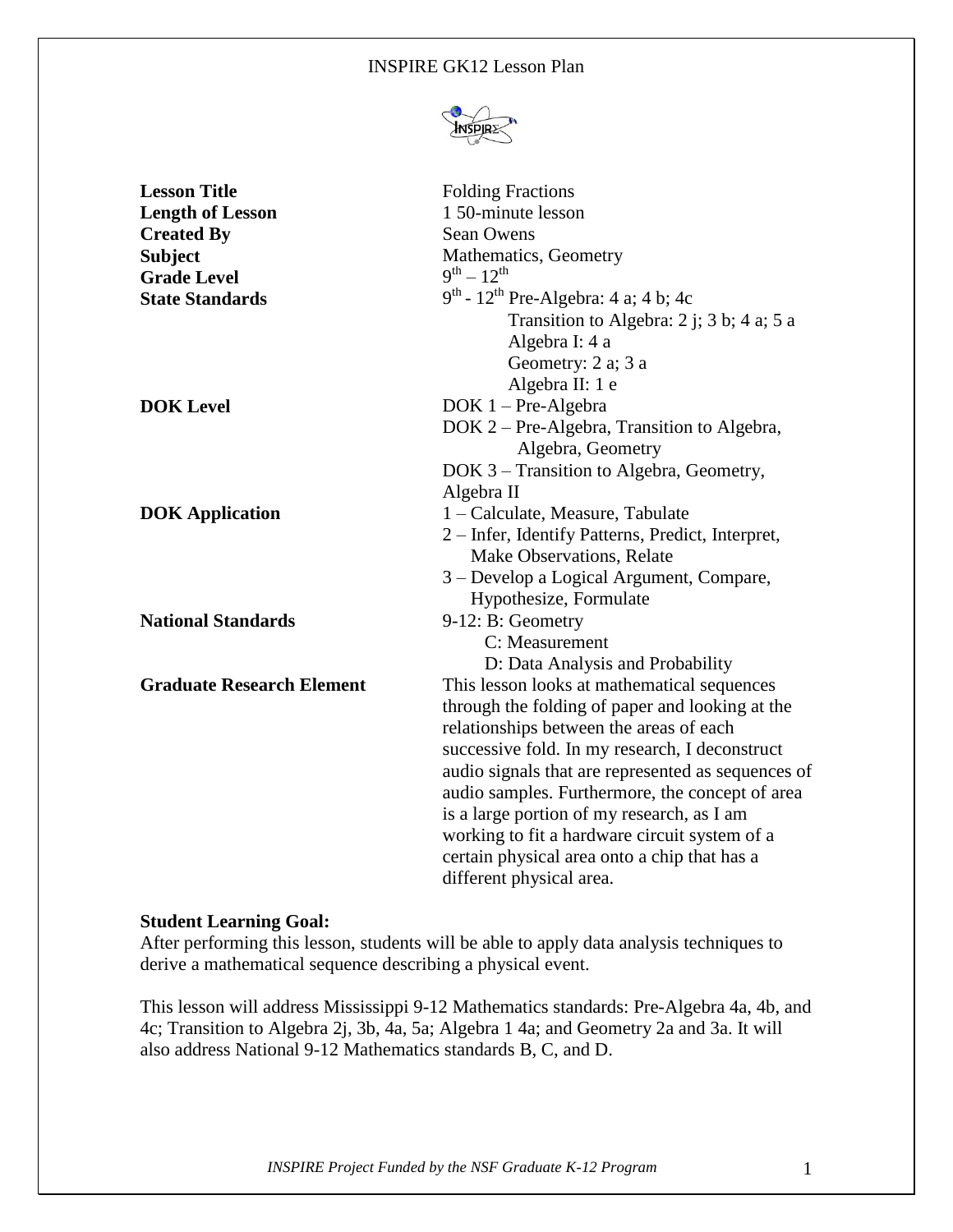# INSPIRE GK12 Lesson Plan

| | |
|---|---|
| **Lesson Title** | Folding Fractions |
| **Length of Lesson** | 1 50-minute lesson |
| **Created By** | Sean Owens |
| **Subject** | Mathematics, Geometry |
| **Grade Level** | $9^{th} – 12^{th}$ |
| **State Standards** | $9^{th}$ - $12^{th}$ Pre-Algebra: 4 a; 4 b; 4c<br>Transition to Algebra: 2 j; 3 b; 4 a; 5 a<br>Algebra I: 4 a<br>Geometry: 2 a; 3 a<br>Algebra II: 1 e |
| **DOK Level** | DOK 1 – Pre-Algebra<br>DOK 2 – Pre-Algebra, Transition to Algebra, Algebra, Geometry<br>DOK 3 – Transition to Algebra, Geometry, Algebra II |
| **DOK Application** | 1 – Calculate, Measure, Tabulate<br>2 – Infer, Identify Patterns, Predict, Interpret, Make Observations, Relate<br>3 – Develop a Logical Argument, Compare, Hypothesize, Formulate |
| **National Standards** | 9-12: B: Geometry<br>C: Measurement<br>D: Data Analysis and Probability |
| **Graduate Research Element** | This lesson looks at mathematical sequences through the folding of paper and looking at the relationships between the areas of each successive fold. In my research, I deconstruct audio signals that are represented as sequences of audio samples. Furthermore, the concept of area is a large portion of my research, as I am working to fit a hardware circuit system of a certain physical area onto a chip that has a different physical area. |

**Student Learning Goal:**

After performing this lesson, students will be able to apply data analysis techniques to derive a mathematical sequence describing a physical event.

This lesson will address Mississippi 9-12 Mathematics standards: Pre-Algebra 4a, 4b, and 4c; Transition to Algebra 2j, 3b, 4a, 5a; Algebra 1 4a; and Geometry 2a and 3a. It will also address National 9-12 Mathematics standards B, C, and D.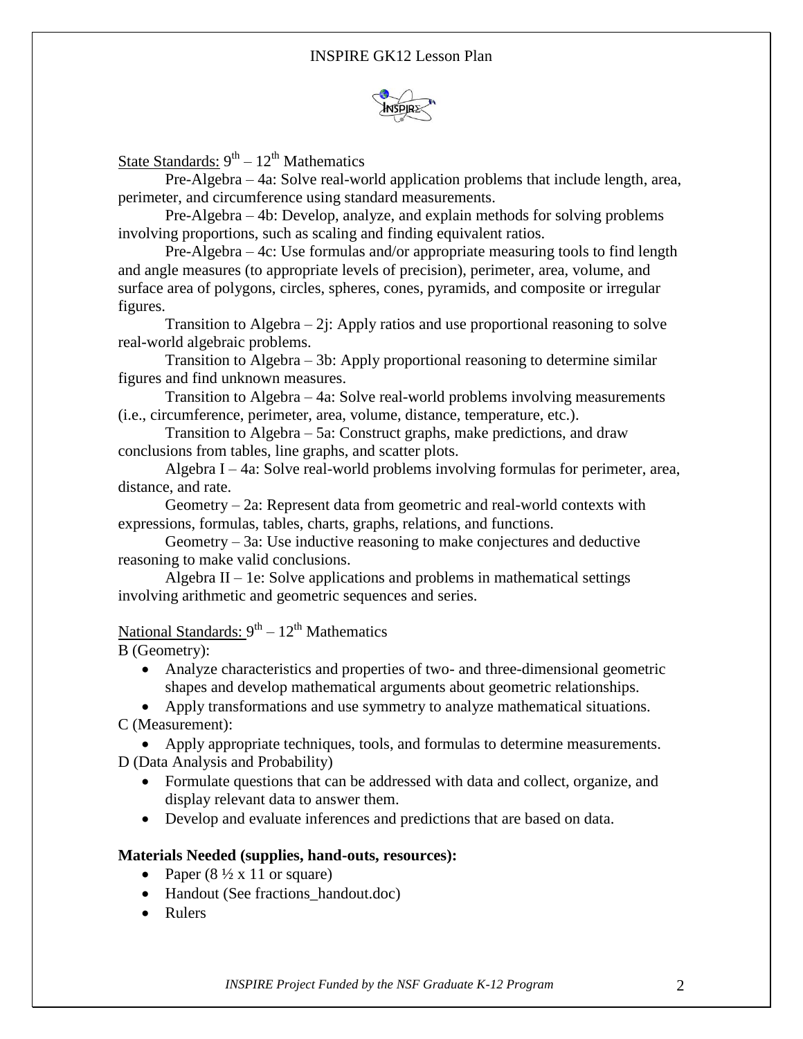State Standards: $9^{th} - 12^{th}$ Mathematics

Pre-Algebra – 4a: Solve real-world application problems that include length, area, perimeter, and circumference using standard measurements.

Pre-Algebra – 4b: Develop, analyze, and explain methods for solving problems involving proportions, such as scaling and finding equivalent ratios.

Pre-Algebra – 4c: Use formulas and/or appropriate measuring tools to find length and angle measures (to appropriate levels of precision), perimeter, area, volume, and surface area of polygons, circles, spheres, cones, pyramids, and composite or irregular figures.

Transition to Algebra – 2j: Apply ratios and use proportional reasoning to solve real-world algebraic problems.

Transition to Algebra – 3b: Apply proportional reasoning to determine similar figures and find unknown measures.

Transition to Algebra – 4a: Solve real-world problems involving measurements (i.e., circumference, perimeter, area, volume, distance, temperature, etc.).

Transition to Algebra – 5a: Construct graphs, make predictions, and draw conclusions from tables, line graphs, and scatter plots.

Algebra I – 4a: Solve real-world problems involving formulas for perimeter, area, distance, and rate.

Geometry – 2a: Represent data from geometric and real-world contexts with expressions, formulas, tables, charts, graphs, relations, and functions.

Geometry – 3a: Use inductive reasoning to make conjectures and deductive reasoning to make valid conclusions.

Algebra II – 1e: Solve applications and problems in mathematical settings involving arithmetic and geometric sequences and series.

National Standards: $9^{th} - 12^{th}$ Mathematics

B (Geometry):

- Analyze characteristics and properties of two- and three-dimensional geometric shapes and develop mathematical arguments about geometric relationships.
- Apply transformations and use symmetry to analyze mathematical situations.

C (Measurement):

- Apply appropriate techniques, tools, and formulas to determine measurements.

D (Data Analysis and Probability)

- Formulate questions that can be addressed with data and collect, organize, and display relevant data to answer them.
- Develop and evaluate inferences and predictions that are based on data.

**Materials Needed (supplies, hand-outs, resources):**

- Paper (8 ½ x 11 or square)
- Handout (See fractions_handout.doc)
- Rulers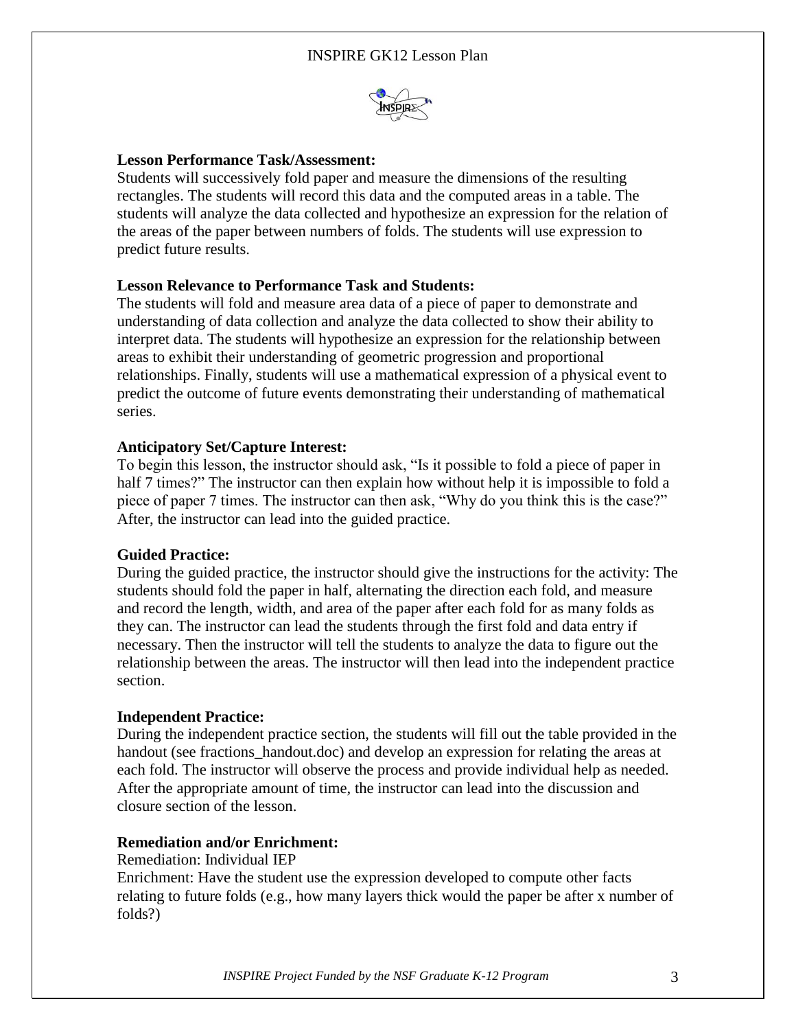**Lesson Performance Task/Assessment:**

Students will successively fold paper and measure the dimensions of the resulting rectangles. The students will record this data and the computed areas in a table. The students will analyze the data collected and hypothesize an expression for the relation of the areas of the paper between numbers of folds. The students will use expression to predict future results.

**Lesson Relevance to Performance Task and Students:**

The students will fold and measure area data of a piece of paper to demonstrate and understanding of data collection and analyze the data collected to show their ability to interpret data. The students will hypothesize an expression for the relationship between areas to exhibit their understanding of geometric progression and proportional relationships. Finally, students will use a mathematical expression of a physical event to predict the outcome of future events demonstrating their understanding of mathematical series.

**Anticipatory Set/Capture Interest:**

To begin this lesson, the instructor should ask, "Is it possible to fold a piece of paper in half 7 times?" The instructor can then explain how without help it is impossible to fold a piece of paper 7 times. The instructor can then ask, "Why do you think this is the case?" After, the instructor can lead into the guided practice.

**Guided Practice:**

During the guided practice, the instructor should give the instructions for the activity: The students should fold the paper in half, alternating the direction each fold, and measure and record the length, width, and area of the paper after each fold for as many folds as they can. The instructor can lead the students through the first fold and data entry if necessary. Then the instructor will tell the students to analyze the data to figure out the relationship between the areas. The instructor will then lead into the independent practice section.

**Independent Practice:**

During the independent practice section, the students will fill out the table provided in the handout (see fractions_handout.doc) and develop an expression for relating the areas at each fold. The instructor will observe the process and provide individual help as needed. After the appropriate amount of time, the instructor can lead into the discussion and closure section of the lesson.

**Remediation and/or Enrichment:**

Remediation: Individual IEP

Enrichment: Have the student use the expression developed to compute other facts relating to future folds (e.g., how many layers thick would the paper be after x number of folds?)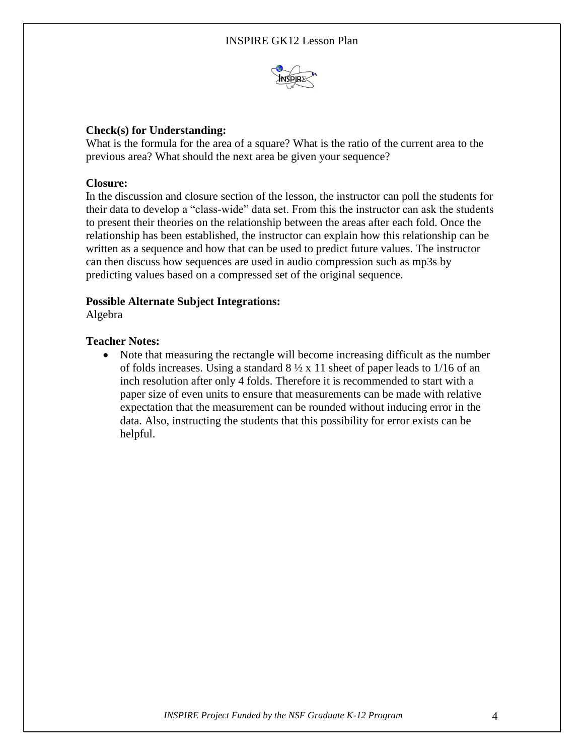**Check(s) for Understanding:**
What is the formula for the area of a square? What is the ratio of the current area to the previous area? What should the next area be given your sequence?

**Closure:**
In the discussion and closure section of the lesson, the instructor can poll the students for their data to develop a "class-wide" data set. From this the instructor can ask the students to present their theories on the relationship between the areas after each fold. Once the relationship has been established, the instructor can explain how this relationship can be written as a sequence and how that can be used to predict future values. The instructor can then discuss how sequences are used in audio compression such as mp3s by predicting values based on a compressed set of the original sequence.

**Possible Alternate Subject Integrations:**
Algebra

**Teacher Notes:**

- Note that measuring the rectangle will become increasing difficult as the number of folds increases. Using a standard 8 ½ x 11 sheet of paper leads to 1/16 of an inch resolution after only 4 folds. Therefore it is recommended to start with a paper size of even units to ensure that measurements can be made with relative expectation that the measurement can be rounded without inducing error in the data. Also, instructing the students that this possibility for error exists can be helpful.